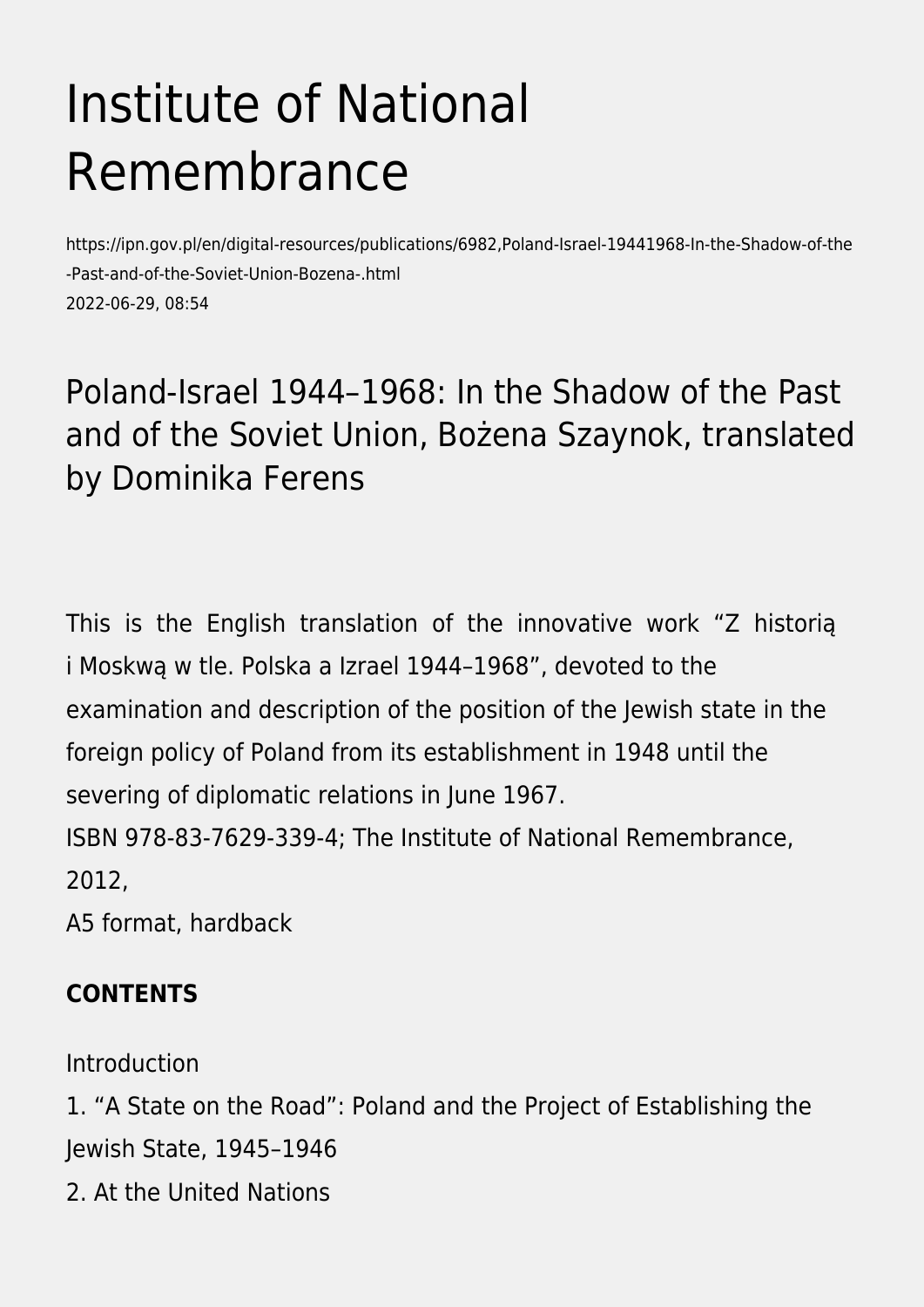# Institute of National Remembrance

https://ipn.gov.pl/en/digital-resources/publications/6982,Poland-Israel-19441968-In-the-Shadow-of-the-Past-and-of-the-Soviet-Union-Bozena-.html
2022-06-29, 08:54

## Poland-Israel 1944–1968: In the Shadow of the Past and of the Soviet Union, Bożena Szaynok, translated by Dominika Ferens

This is the English translation of the innovative work "Z historią i Moskwą w tle. Polska a Izrael 1944–1968", devoted to the examination and description of the position of the Jewish state in the foreign policy of Poland from its establishment in 1948 until the severing of diplomatic relations in June 1967.
ISBN 978-83-7629-339-4; The Institute of National Remembrance, 2012,
A5 format, hardback

**CONTENTS**

Introduction
1. "A State on the Road": Poland and the Project of Establishing the Jewish State, 1945–1946
2. At the United Nations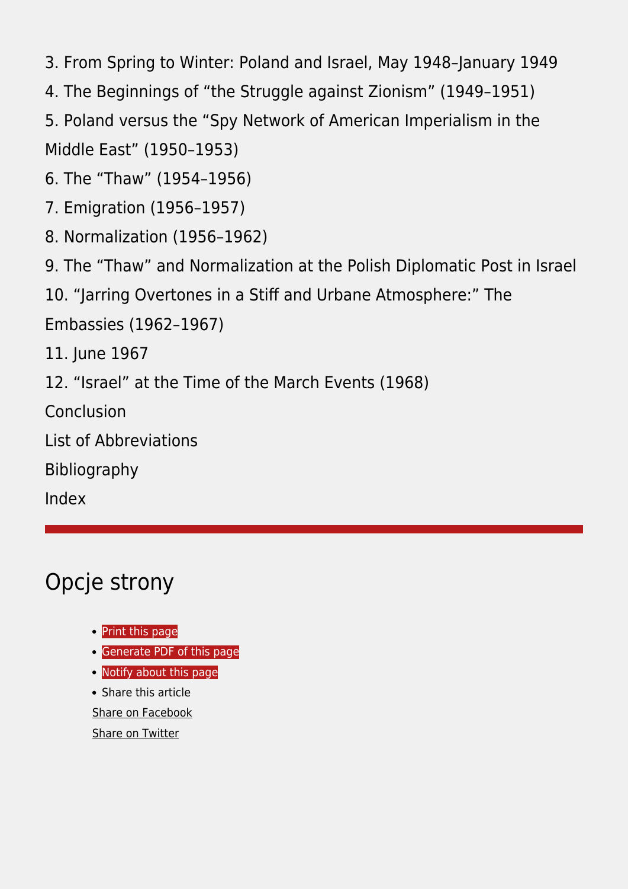3. From Spring to Winter: Poland and Israel, May 1948–January 1949

4. The Beginnings of “the Struggle against Zionism” (1949–1951)

5. Poland versus the “Spy Network of American Imperialism in the Middle East” (1950–1953)

6. The “Thaw” (1954–1956)

7. Emigration (1956–1957)

8. Normalization (1956–1962)

9. The “Thaw” and Normalization at the Polish Diplomatic Post in Israel

10. “Jarring Overtones in a Stiff and Urbane Atmosphere:” The Embassies (1962–1967)

11. June 1967

12. “Israel” at the Time of the March Events (1968)

Conclusion

List of Abbreviations

Bibliography

Index

---

## Opcje strony

- Print this page
- Generate PDF of this page
- Notify about this page
- Share this article

  Share on Facebook

  Share on Twitter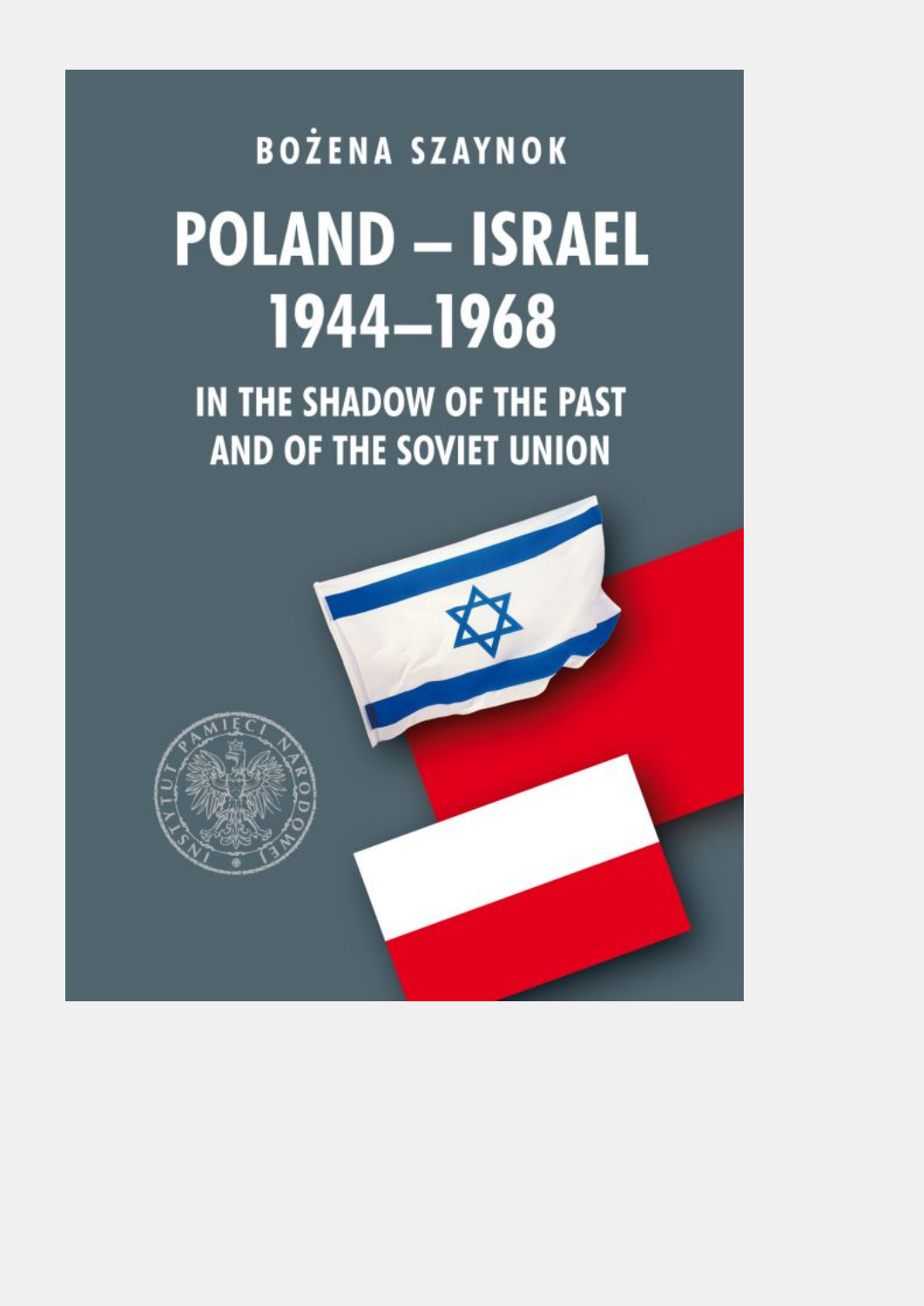BOŻENA SZAYNOK

# POLAND – ISRAEL 1944–1968

## IN THE SHADOW OF THE PAST AND OF THE SOVIET UNION

INSTYTUT PAMIĘCI NARODOWEJ